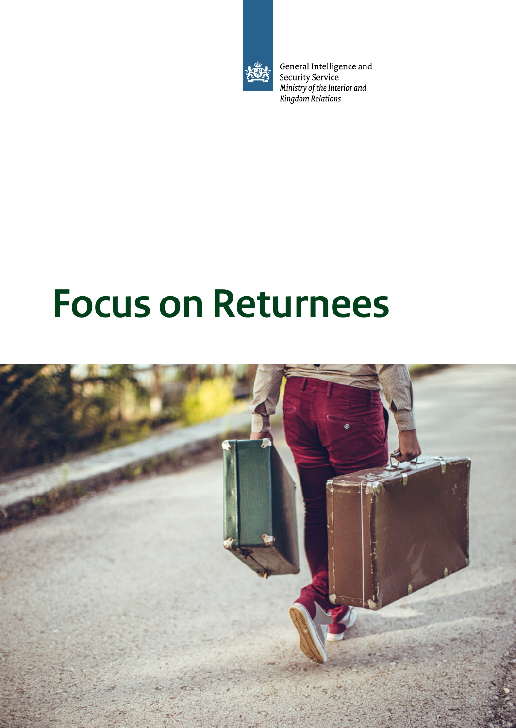General Intelligence and Security Service
*Ministry of the Interior and Kingdom Relations*

# Focus on Returnees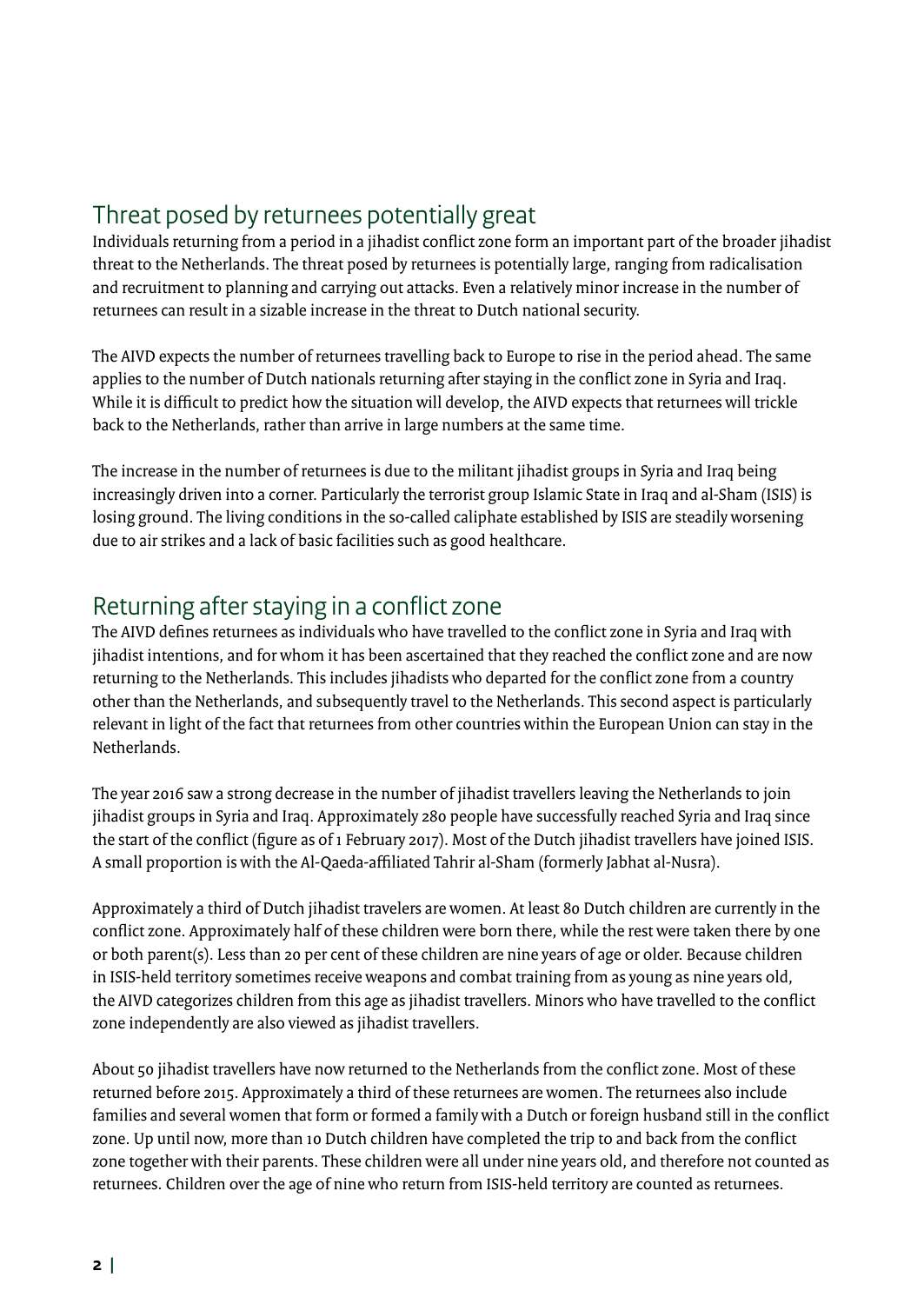## Threat posed by returnees potentially great

Individuals returning from a period in a jihadist conflict zone form an important part of the broader jihadist threat to the Netherlands. The threat posed by returnees is potentially large, ranging from radicalisation and recruitment to planning and carrying out attacks. Even a relatively minor increase in the number of returnees can result in a sizable increase in the threat to Dutch national security.

The AIVD expects the number of returnees travelling back to Europe to rise in the period ahead. The same applies to the number of Dutch nationals returning after staying in the conflict zone in Syria and Iraq. While it is difficult to predict how the situation will develop, the AIVD expects that returnees will trickle back to the Netherlands, rather than arrive in large numbers at the same time.

The increase in the number of returnees is due to the militant jihadist groups in Syria and Iraq being increasingly driven into a corner. Particularly the terrorist group Islamic State in Iraq and al-Sham (ISIS) is losing ground. The living conditions in the so-called caliphate established by ISIS are steadily worsening due to air strikes and a lack of basic facilities such as good healthcare.

## Returning after staying in a conflict zone

The AIVD defines returnees as individuals who have travelled to the conflict zone in Syria and Iraq with jihadist intentions, and for whom it has been ascertained that they reached the conflict zone and are now returning to the Netherlands. This includes jihadists who departed for the conflict zone from a country other than the Netherlands, and subsequently travel to the Netherlands. This second aspect is particularly relevant in light of the fact that returnees from other countries within the European Union can stay in the Netherlands.

The year 2016 saw a strong decrease in the number of jihadist travellers leaving the Netherlands to join jihadist groups in Syria and Iraq. Approximately 280 people have successfully reached Syria and Iraq since the start of the conflict (figure as of 1 February 2017). Most of the Dutch jihadist travellers have joined ISIS. A small proportion is with the Al-Qaeda-affiliated Tahrir al-Sham (formerly Jabhat al-Nusra).

Approximately a third of Dutch jihadist travelers are women. At least 80 Dutch children are currently in the conflict zone. Approximately half of these children were born there, while the rest were taken there by one or both parent(s). Less than 20 per cent of these children are nine years of age or older. Because children in ISIS-held territory sometimes receive weapons and combat training from as young as nine years old, the AIVD categorizes children from this age as jihadist travellers. Minors who have travelled to the conflict zone independently are also viewed as jihadist travellers.

About 50 jihadist travellers have now returned to the Netherlands from the conflict zone. Most of these returned before 2015. Approximately a third of these returnees are women. The returnees also include families and several women that form or formed a family with a Dutch or foreign husband still in the conflict zone. Up until now, more than 10 Dutch children have completed the trip to and back from the conflict zone together with their parents. These children were all under nine years old, and therefore not counted as returnees. Children over the age of nine who return from ISIS-held territory are counted as returnees.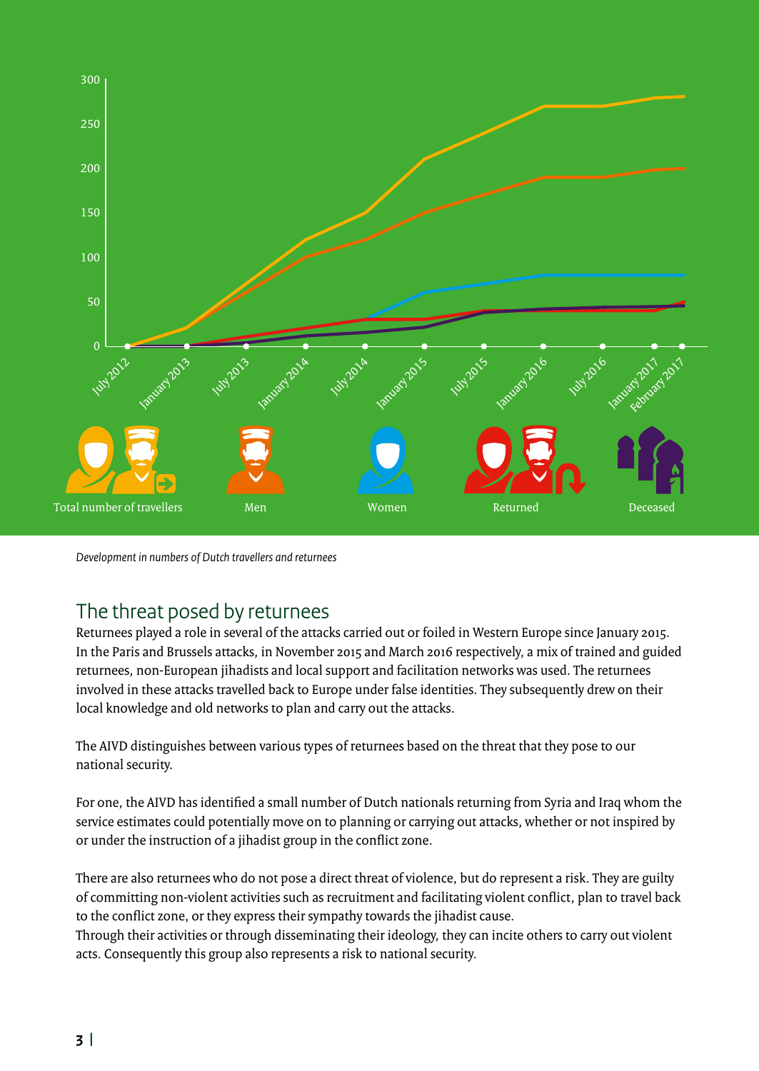*Development in numbers of Dutch travellers and returnees*

## The threat posed by returnees

Returnees played a role in several of the attacks carried out or foiled in Western Europe since January 2015. In the Paris and Brussels attacks, in November 2015 and March 2016 respectively, a mix of trained and guided returnees, non-European jihadists and local support and facilitation networks was used. The returnees involved in these attacks travelled back to Europe under false identities. They subsequently drew on their local knowledge and old networks to plan and carry out the attacks.

The AIVD distinguishes between various types of returnees based on the threat that they pose to our national security.

For one, the AIVD has identified a small number of Dutch nationals returning from Syria and Iraq whom the service estimates could potentially move on to planning or carrying out attacks, whether or not inspired by or under the instruction of a jihadist group in the conflict zone.

There are also returnees who do not pose a direct threat of violence, but do represent a risk. They are guilty of committing non-violent activities such as recruitment and facilitating violent conflict, plan to travel back to the conflict zone, or they express their sympathy towards the jihadist cause.
Through their activities or through disseminating their ideology, they can incite others to carry out violent acts. Consequently this group also represents a risk to national security.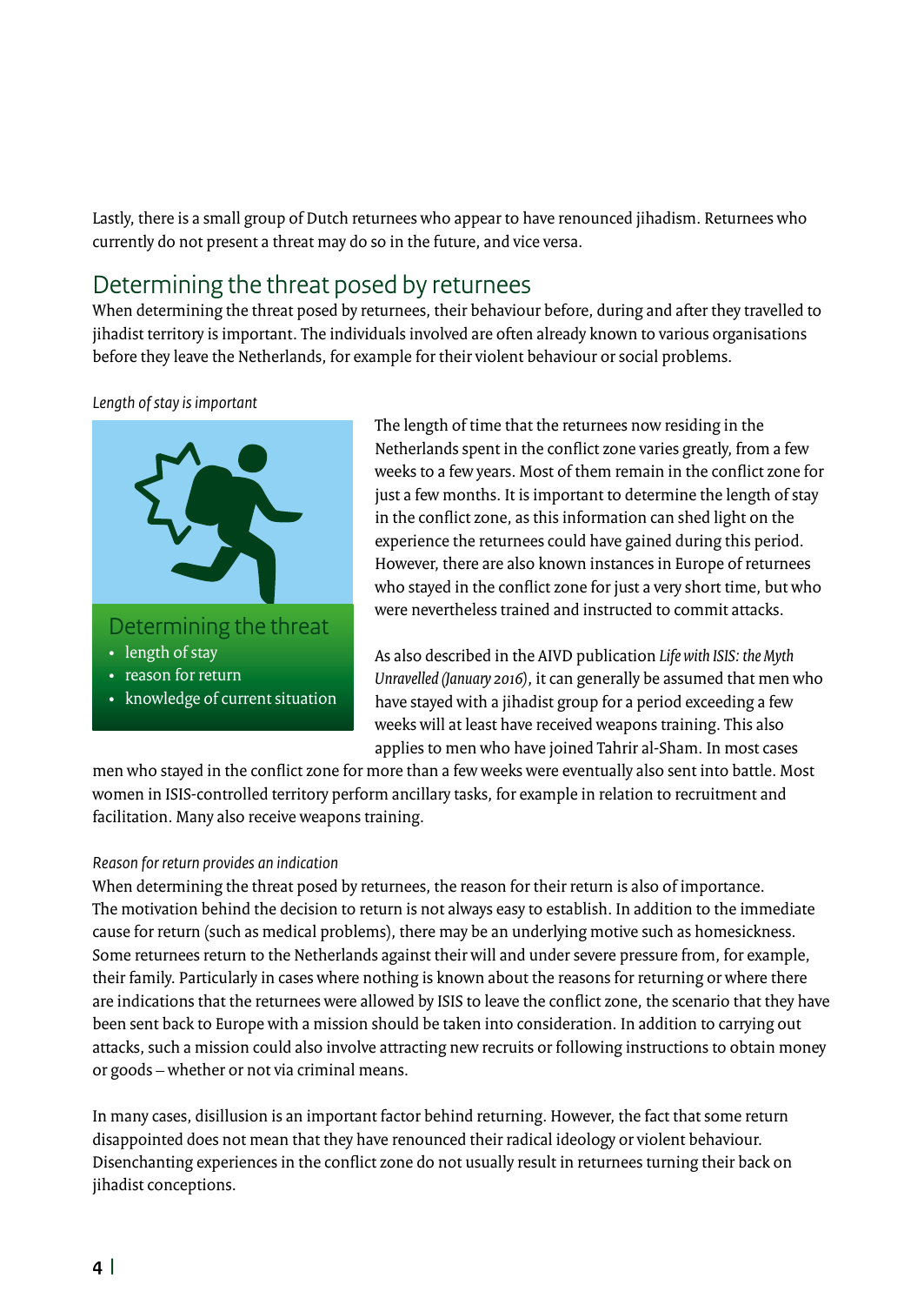Lastly, there is a small group of Dutch returnees who appear to have renounced jihadism. Returnees who currently do not present a threat may do so in the future, and vice versa.

## Determining the threat posed by returnees

When determining the threat posed by returnees, their behaviour before, during and after they travelled to jihadist territory is important. The individuals involved are often already known to various organisations before they leave the Netherlands, for example for their violent behaviour or social problems.

*Length of stay is important*

**Determining the threat**

- length of stay
- reason for return
- knowledge of current situation

The length of time that the returnees now residing in the Netherlands spent in the conflict zone varies greatly, from a few weeks to a few years. Most of them remain in the conflict zone for just a few months. It is important to determine the length of stay in the conflict zone, as this information can shed light on the experience the returnees could have gained during this period. However, there are also known instances in Europe of returnees who stayed in the conflict zone for just a very short time, but who were nevertheless trained and instructed to commit attacks.

As also described in the AIVD publication *Life with ISIS: the Myth Unravelled (January 2016)*, it can generally be assumed that men who have stayed with a jihadist group for a period exceeding a few weeks will at least have received weapons training. This also applies to men who have joined Tahrir al-Sham. In most cases men who stayed in the conflict zone for more than a few weeks were eventually also sent into battle. Most women in ISIS-controlled territory perform ancillary tasks, for example in relation to recruitment and facilitation. Many also receive weapons training.

*Reason for return provides an indication*

When determining the threat posed by returnees, the reason for their return is also of importance. The motivation behind the decision to return is not always easy to establish. In addition to the immediate cause for return (such as medical problems), there may be an underlying motive such as homesickness. Some returnees return to the Netherlands against their will and under severe pressure from, for example, their family. Particularly in cases where nothing is known about the reasons for returning or where there are indications that the returnees were allowed by ISIS to leave the conflict zone, the scenario that they have been sent back to Europe with a mission should be taken into consideration. In addition to carrying out attacks, such a mission could also involve attracting new recruits or following instructions to obtain money or goods – whether or not via criminal means.

In many cases, disillusion is an important factor behind returning. However, the fact that some return disappointed does not mean that they have renounced their radical ideology or violent behaviour. Disenchanting experiences in the conflict zone do not usually result in returnees turning their back on jihadist conceptions.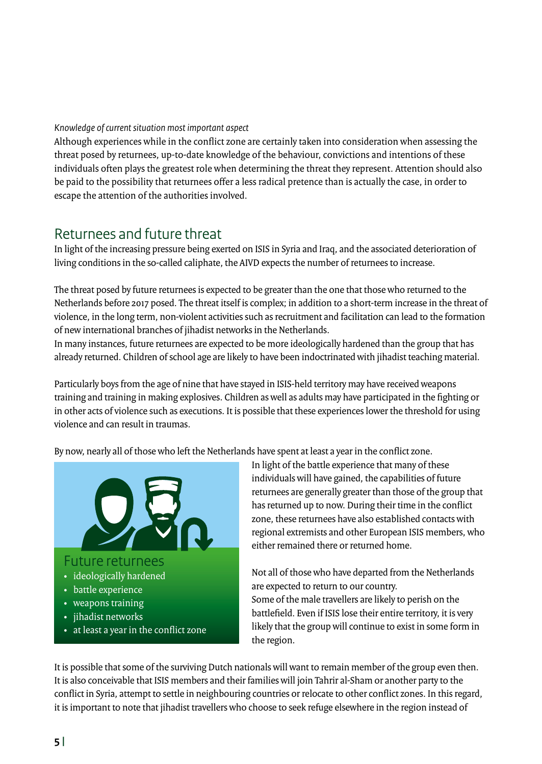*Knowledge of current situation most important aspect*

Although experiences while in the conflict zone are certainly taken into consideration when assessing the threat posed by returnees, up-to-date knowledge of the behaviour, convictions and intentions of these individuals often plays the greatest role when determining the threat they represent. Attention should also be paid to the possibility that returnees offer a less radical pretence than is actually the case, in order to escape the attention of the authorities involved.

## Returnees and future threat

In light of the increasing pressure being exerted on ISIS in Syria and Iraq, and the associated deterioration of living conditions in the so-called caliphate, the AIVD expects the number of returnees to increase.

The threat posed by future returnees is expected to be greater than the one that those who returned to the Netherlands before 2017 posed. The threat itself is complex; in addition to a short-term increase in the threat of violence, in the long term, non-violent activities such as recruitment and facilitation can lead to the formation of new international branches of jihadist networks in the Netherlands.
In many instances, future returnees are expected to be more ideologically hardened than the group that has already returned. Children of school age are likely to have been indoctrinated with jihadist teaching material.

Particularly boys from the age of nine that have stayed in ISIS-held territory may have received weapons training and training in making explosives. Children as well as adults may have participated in the fighting or in other acts of violence such as executions. It is possible that these experiences lower the threshold for using violence and can result in traumas.

By now, nearly all of those who left the Netherlands have spent at least a year in the conflict zone.

**Future returnees**

- ideologically hardened
- battle experience
- weapons training
- jihadist networks
- at least a year in the conflict zone

In light of the battle experience that many of these individuals will have gained, the capabilities of future returnees are generally greater than those of the group that has returned up to now. During their time in the conflict zone, these returnees have also established contacts with regional extremists and other European ISIS members, who either remained there or returned home.

Not all of those who have departed from the Netherlands are expected to return to our country.
Some of the male travellers are likely to perish on the battlefield. Even if ISIS lose their entire territory, it is very likely that the group will continue to exist in some form in the region.

It is possible that some of the surviving Dutch nationals will want to remain member of the group even then. It is also conceivable that ISIS members and their families will join Tahrir al-Sham or another party to the conflict in Syria, attempt to settle in neighbouring countries or relocate to other conflict zones. In this regard, it is important to note that jihadist travellers who choose to seek refuge elsewhere in the region instead of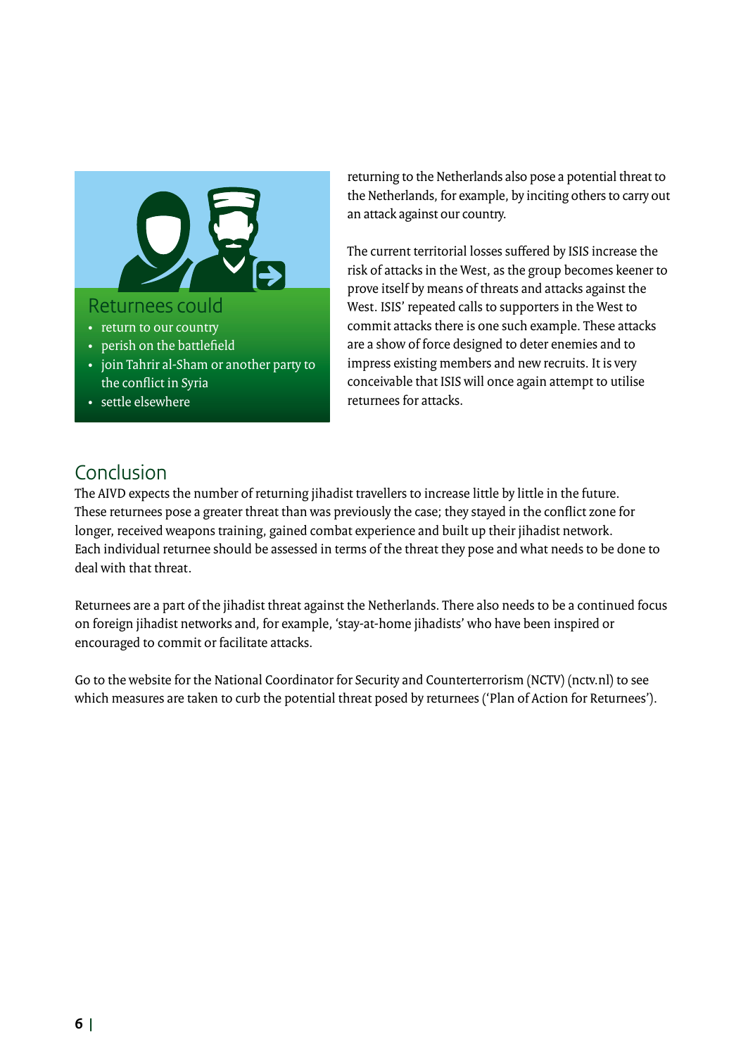### Returnees could

- return to our country
- perish on the battlefield
- join Tahrir al-Sham or another party to the conflict in Syria
- settle elsewhere

returning to the Netherlands also pose a potential threat to the Netherlands, for example, by inciting others to carry out an attack against our country.

The current territorial losses suffered by ISIS increase the risk of attacks in the West, as the group becomes keener to prove itself by means of threats and attacks against the West. ISIS' repeated calls to supporters in the West to commit attacks there is one such example. These attacks are a show of force designed to deter enemies and to impress existing members and new recruits. It is very conceivable that ISIS will once again attempt to utilise returnees for attacks.

## Conclusion

The AIVD expects the number of returning jihadist travellers to increase little by little in the future. These returnees pose a greater threat than was previously the case; they stayed in the conflict zone for longer, received weapons training, gained combat experience and built up their jihadist network. Each individual returnee should be assessed in terms of the threat they pose and what needs to be done to deal with that threat.

Returnees are a part of the jihadist threat against the Netherlands. There also needs to be a continued focus on foreign jihadist networks and, for example, 'stay-at-home jihadists' who have been inspired or encouraged to commit or facilitate attacks.

Go to the website for the National Coordinator for Security and Counterterrorism (NCTV) (nctv.nl) to see which measures are taken to curb the potential threat posed by returnees ('Plan of Action for Returnees').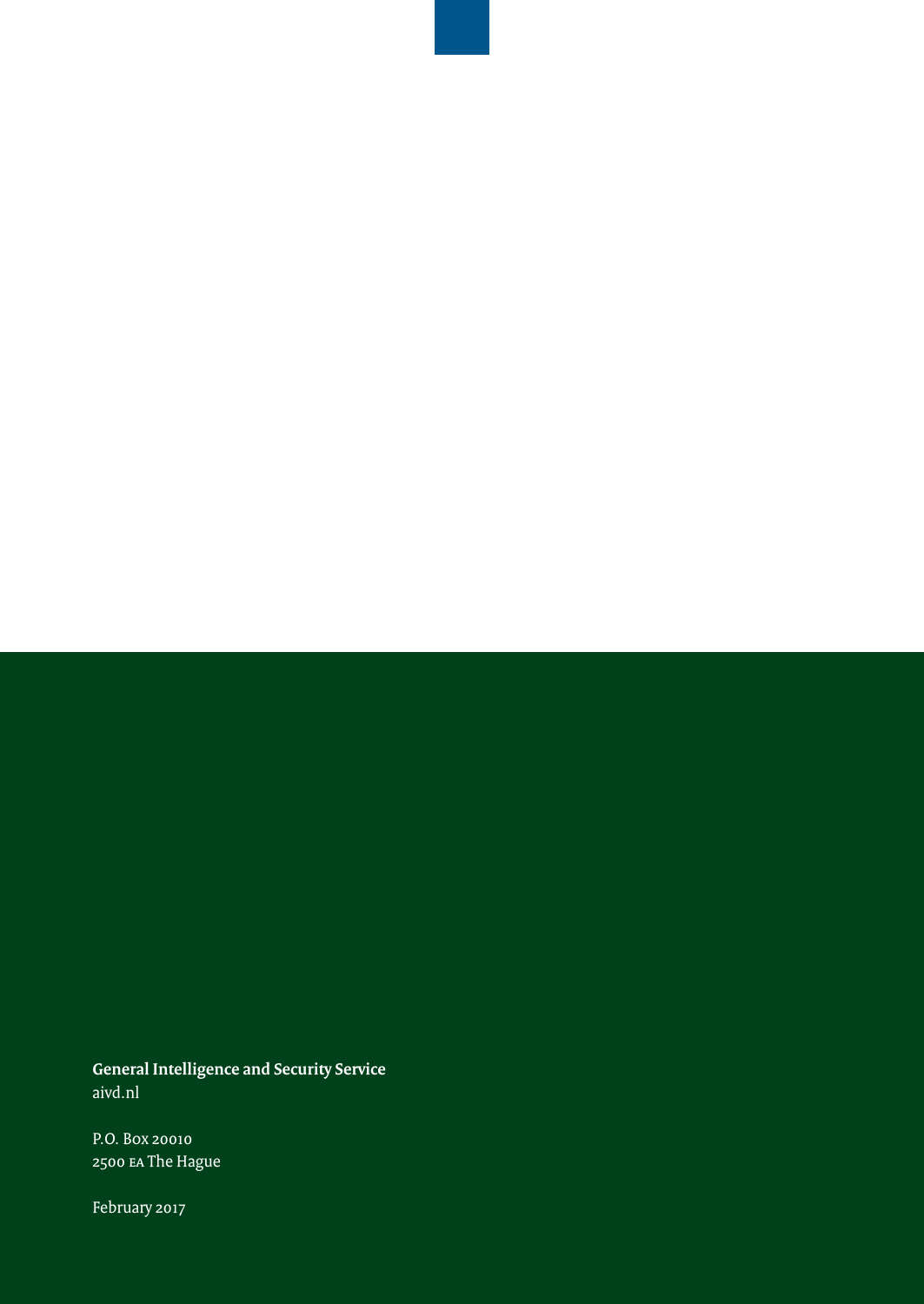**General Intelligence and Security Service**
aivd.nl

P.O. Box 20010
2500 EA The Hague

February 2017